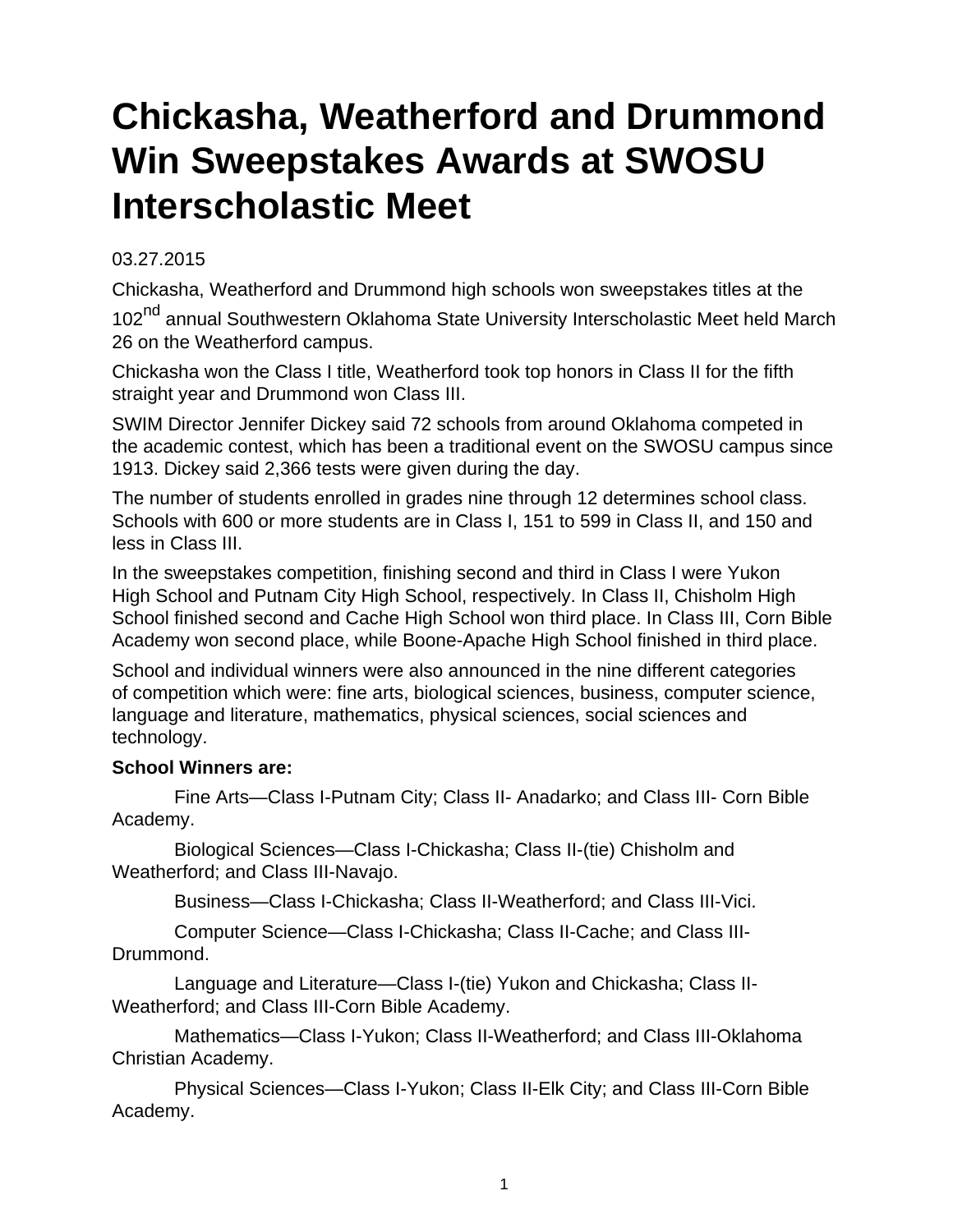# Chickasha, Weatherford and Drummond Win Sweepstakes Awards at SWOSU Interscholastic Meet

03.27.2015

Chickasha, Weatherford and Drummond high schools won sweepstakes titles at the 102nd annual Southwestern Oklahoma State University Interscholastic Meet held March 26 on the Weatherford campus.

Chickasha won the Class I title, Weatherford took top honors in Class II for the fifth straight year and Drummond won Class III.

SWIM Director Jennifer Dickey said 72 schools from around Oklahoma competed in the academic contest, which has been a traditional event on the SWOSU campus since 1913. Dickey said 2,366 tests were given during the day.

The number of students enrolled in grades nine through 12 determines school class. Schools with 600 or more students are in Class I, 151 to 599 in Class II, and 150 and less in Class III.

In the sweepstakes competition, finishing second and third in Class I were Yukon High School and Putnam City High School, respectively. In Class II, Chisholm High School finished second and Cache High School won third place. In Class III, Corn Bible Academy won second place, while Boone-Apache High School finished in third place.

School and individual winners were also announced in the nine different categories of competition which were: fine arts, biological sciences, business, computer science, language and literature, mathematics, physical sciences, social sciences and technology.

**School Winners are:**

Fine Arts—Class I-Putnam City; Class II- Anadarko; and Class III- Corn Bible Academy.

Biological Sciences—Class I-Chickasha; Class II-(tie) Chisholm and Weatherford; and Class III-Navajo.

Business—Class I-Chickasha; Class II-Weatherford; and Class III-Vici.

Computer Science—Class I-Chickasha; Class II-Cache; and Class III-Drummond.

Language and Literature—Class I-(tie) Yukon and Chickasha; Class II-Weatherford; and Class III-Corn Bible Academy.

Mathematics—Class I-Yukon; Class II-Weatherford; and Class III-Oklahoma Christian Academy.

Physical Sciences—Class I-Yukon; Class II-Elk City; and Class III-Corn Bible Academy.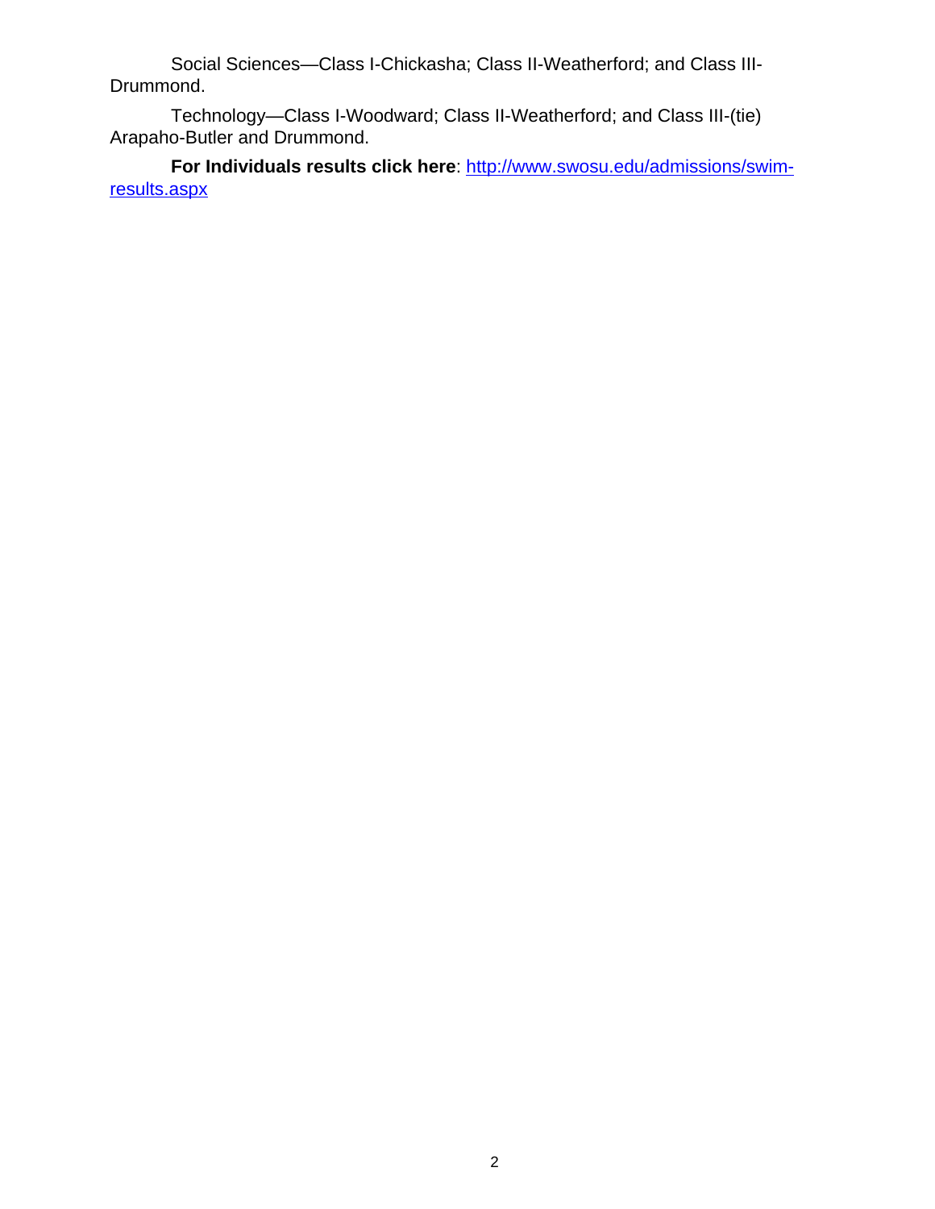Social Sciences—Class I-Chickasha; Class II-Weatherford; and Class III-Drummond.

Technology—Class I-Woodward; Class II-Weatherford; and Class III-(tie) Arapaho-Butler and Drummond.

**For Individuals results click here**: http://www.swosu.edu/admissions/swim-results.aspx